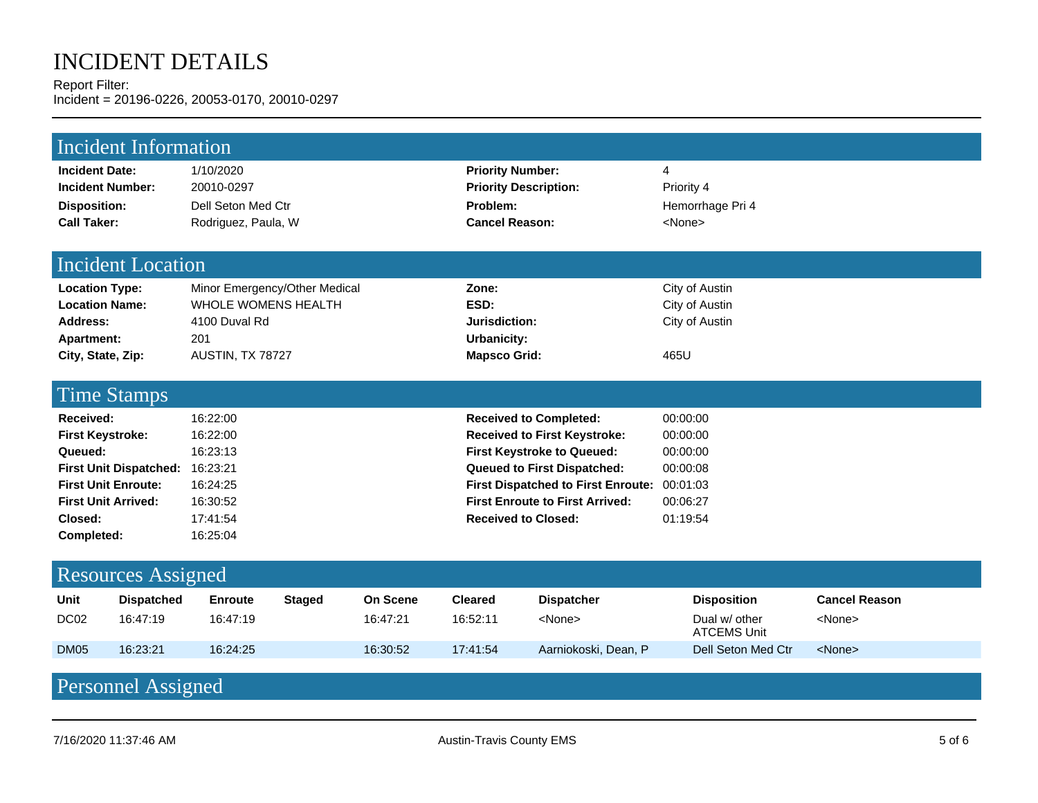# INCIDENT DETAILS

Report Filter:
Incident = 20196-0226, 20053-0170, 20010-0297

## Incident Information

| | | | |
|---|---|---|---|
| **Incident Date:** | 1/10/2020 | **Priority Number:** | 4 |
| **Incident Number:** | 20010-0297 | **Priority Description:** | Priority 4 |
| **Disposition:** | Dell Seton Med Ctr | **Problem:** | Hemorrhage Pri 4 |
| **Call Taker:** | Rodriguez, Paula, W | **Cancel Reason:** | <None> |

## Incident Location

| | | | |
|---|---|---|---|
| **Location Type:** | Minor Emergency/Other Medical | **Zone:** | City of Austin |
| **Location Name:** | WHOLE WOMENS HEALTH | **ESD:** | City of Austin |
| **Address:** | 4100 Duval Rd | **Jurisdiction:** | City of Austin |
| **Apartment:** | 201 | **Urbanicity:** | |
| **City, State, Zip:** | AUSTIN, TX 78727 | **Mapsco Grid:** | 465U |

## Time Stamps

| | | | |
|---|---|---|---|
| **Received:** | 16:22:00 | **Received to Completed:** | 00:00:00 |
| **First Keystroke:** | 16:22:00 | **Received to First Keystroke:** | 00:00:00 |
| **Queued:** | 16:23:13 | **First Keystroke to Queued:** | 00:00:00 |
| **First Unit Dispatched:** | 16:23:21 | **Queued to First Dispatched:** | 00:00:08 |
| **First Unit Enroute:** | 16:24:25 | **First Dispatched to First Enroute:** | 00:01:03 |
| **First Unit Arrived:** | 16:30:52 | **First Enroute to First Arrived:** | 00:06:27 |
| **Closed:** | 17:41:54 | **Received to Closed:** | 01:19:54 |
| **Completed:** | 16:25:04 | | |

## Resources Assigned

| Unit | Dispatched | Enroute | Staged | On Scene | Cleared | Dispatcher | Disposition | Cancel Reason |
|---|---|---|---|---|---|---|---|---|
| DC02 | 16:47:19 | 16:47:19 | | 16:47:21 | 16:52:11 | <None> | Dual w/ other ATCEMS Unit | <None> |
| DM05 | 16:23:21 | 16:24:25 | | 16:30:52 | 17:41:54 | Aarniokoski, Dean, P | Dell Seton Med Ctr | <None> |

## Personnel Assigned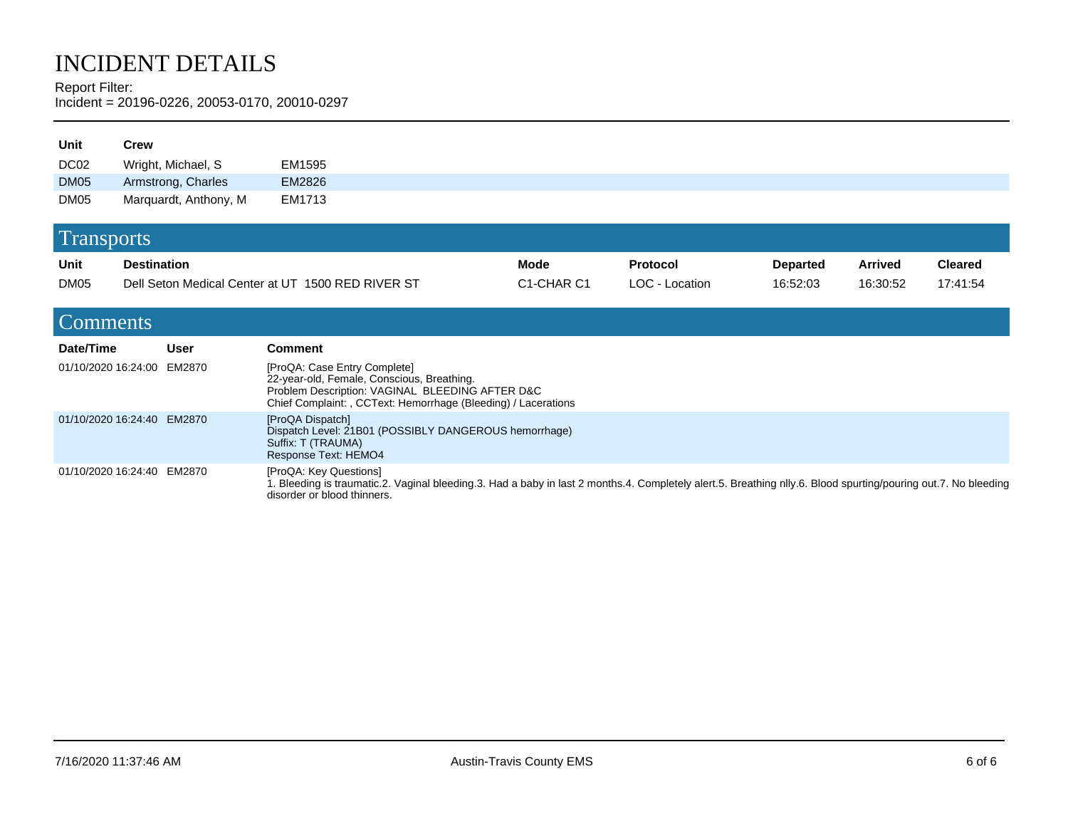# INCIDENT DETAILS

Report Filter:
Incident = 20196-0226, 20053-0170, 20010-0297

| Unit | Crew | |
|---|---|---|
| DC02 | Wright, Michael, S | EM1595 |
| DM05 | Armstrong, Charles | EM2826 |
| DM05 | Marquardt, Anthony, M | EM1713 |

## Transports

| Unit | Destination | Mode | Protocol | Departed | Arrived | Cleared |
|---|---|---|---|---|---|---|
| DM05 | Dell Seton Medical Center at UT 1500 RED RIVER ST | C1-CHAR C1 | LOC - Location | 16:52:03 | 16:30:52 | 17:41:54 |

## Comments

| Date/Time | User | Comment |
|---|---|---|
| 01/10/2020 16:24:00 | EM2870 | [ProQA: Case Entry Complete] 22-year-old, Female, Conscious, Breathing. Problem Description: VAGINAL BLEEDING AFTER D&C Chief Complaint: , CCText: Hemorrhage (Bleeding) / Lacerations |
| 01/10/2020 16:24:40 | EM2870 | [ProQA Dispatch] Dispatch Level: 21B01 (POSSIBLY DANGEROUS hemorrhage) Suffix: T (TRAUMA) Response Text: HEMO4 |
| 01/10/2020 16:24:40 | EM2870 | [ProQA: Key Questions] 1. Bleeding is traumatic.2. Vaginal bleeding.3. Had a baby in last 2 months.4. Completely alert.5. Breathing nlly.6. Blood spurting/pouring out.7. No bleeding disorder or blood thinners. |

7/16/2020 11:37:46 AM — Austin-Travis County EMS